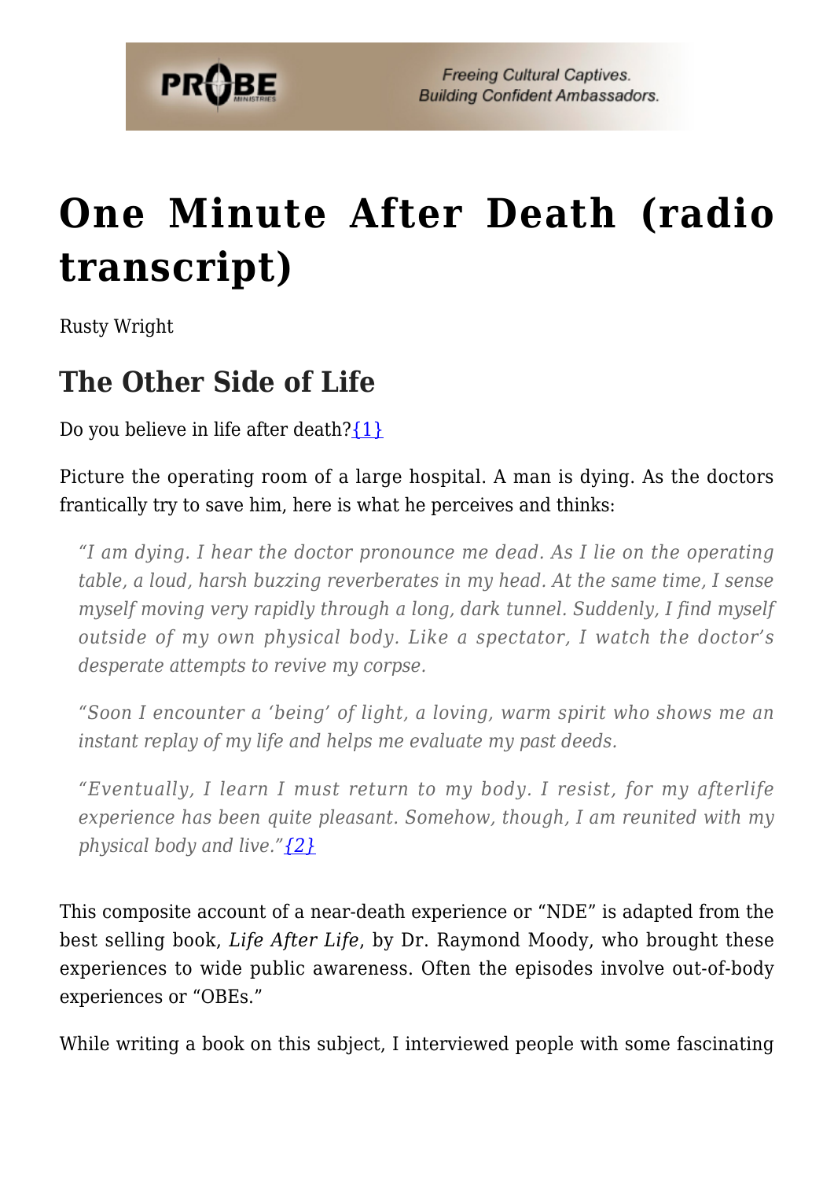# One Minute After Death (radio transcript)

Rusty Wright

## The Other Side of Life

Do you believe in life after death?{1}

Picture the operating room of a large hospital. A man is dying. As the doctors frantically try to save him, here is what he perceives and thinks:

> *"I am dying. I hear the doctor pronounce me dead. As I lie on the operating table, a loud, harsh buzzing reverberates in my head. At the same time, I sense myself moving very rapidly through a long, dark tunnel. Suddenly, I find myself outside of my own physical body. Like a spectator, I watch the doctor's desperate attempts to revive my corpse.*
>
> *"Soon I encounter a 'being' of light, a loving, warm spirit who shows me an instant replay of my life and helps me evaluate my past deeds.*
>
> *"Eventually, I learn I must return to my body. I resist, for my afterlife experience has been quite pleasant. Somehow, though, I am reunited with my physical body and live."{2}*

This composite account of a near-death experience or "NDE" is adapted from the best selling book, *Life After Life*, by Dr. Raymond Moody, who brought these experiences to wide public awareness. Often the episodes involve out-of-body experiences or "OBEs."

While writing a book on this subject, I interviewed people with some fascinating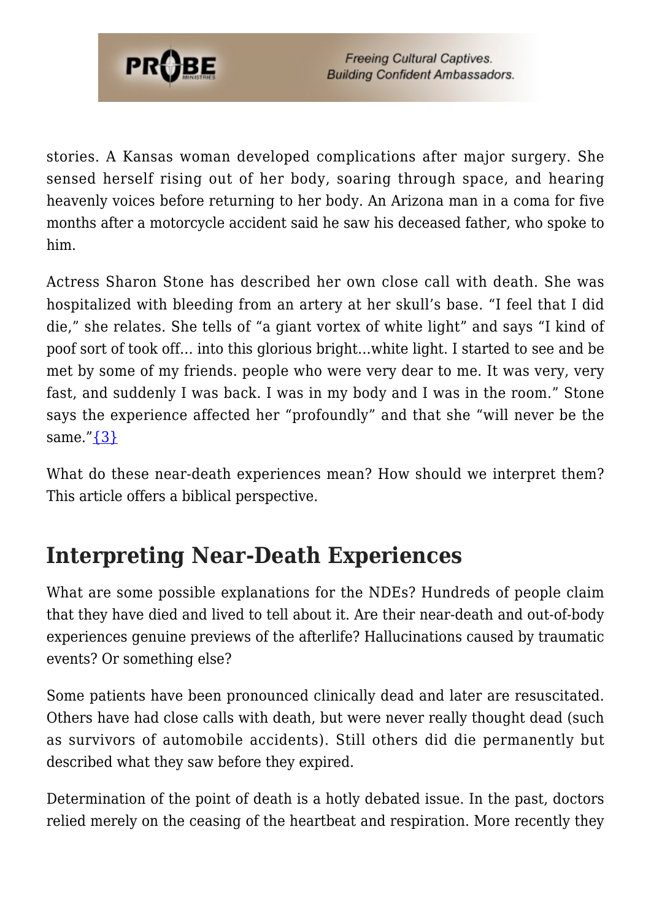stories. A Kansas woman developed complications after major surgery. She sensed herself rising out of her body, soaring through space, and hearing heavenly voices before returning to her body. An Arizona man in a coma for five months after a motorcycle accident said he saw his deceased father, who spoke to him.

Actress Sharon Stone has described her own close call with death. She was hospitalized with bleeding from an artery at her skull's base. "I feel that I did die," she relates. She tells of "a giant vortex of white light" and says "I kind of poof sort of took off… into this glorious bright…white light. I started to see and be met by some of my friends. people who were very dear to me. It was very, very fast, and suddenly I was back. I was in my body and I was in the room." Stone says the experience affected her "profoundly" and that she "will never be the same."{3}

What do these near-death experiences mean? How should we interpret them? This article offers a biblical perspective.

## Interpreting Near-Death Experiences

What are some possible explanations for the NDEs? Hundreds of people claim that they have died and lived to tell about it. Are their near-death and out-of-body experiences genuine previews of the afterlife? Hallucinations caused by traumatic events? Or something else?

Some patients have been pronounced clinically dead and later are resuscitated. Others have had close calls with death, but were never really thought dead (such as survivors of automobile accidents). Still others did die permanently but described what they saw before they expired.

Determination of the point of death is a hotly debated issue. In the past, doctors relied merely on the ceasing of the heartbeat and respiration. More recently they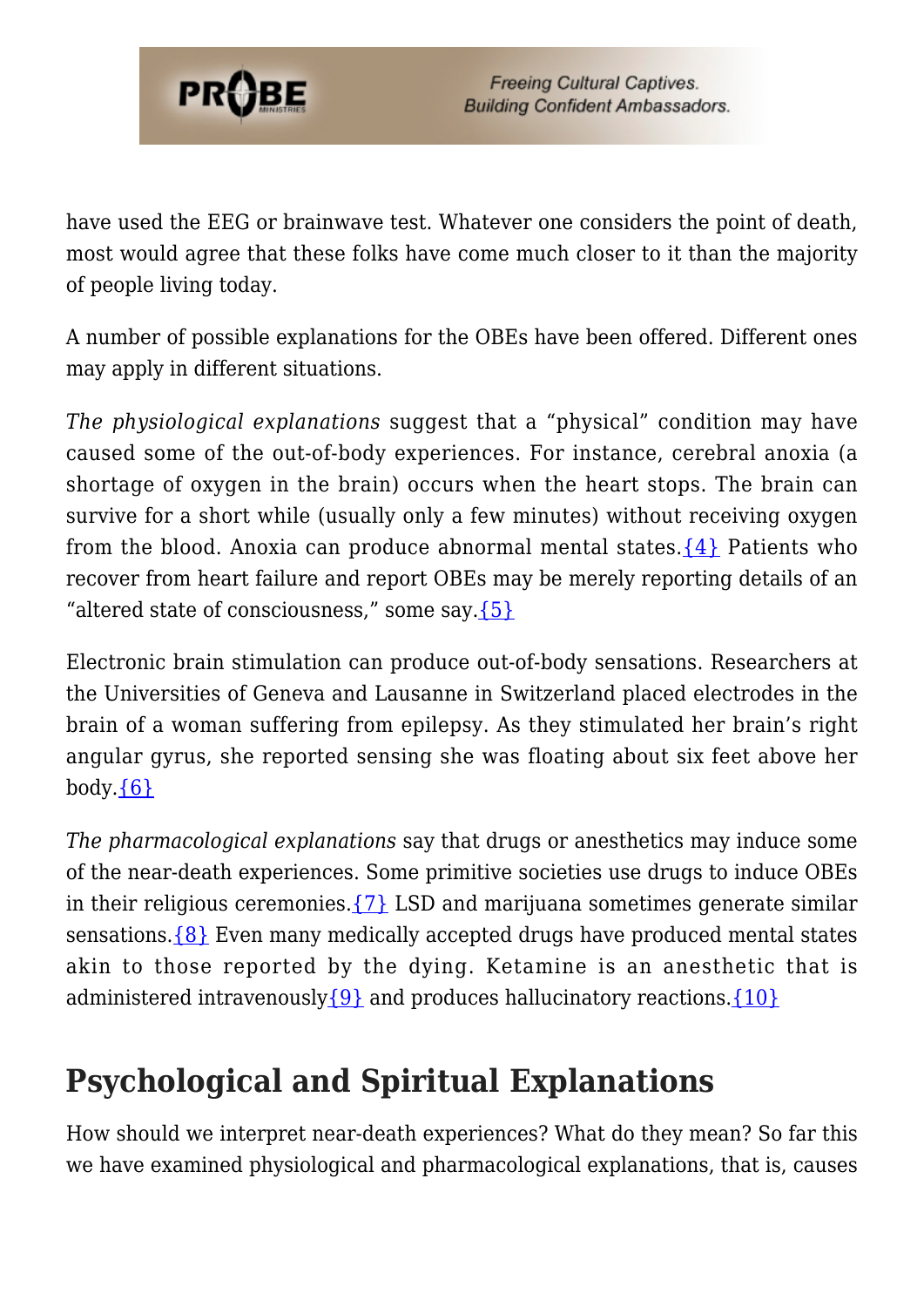have used the EEG or brainwave test. Whatever one considers the point of death, most would agree that these folks have come much closer to it than the majority of people living today.

A number of possible explanations for the OBEs have been offered. Different ones may apply in different situations.

*The physiological explanations* suggest that a "physical" condition may have caused some of the out-of-body experiences. For instance, cerebral anoxia (a shortage of oxygen in the brain) occurs when the heart stops. The brain can survive for a short while (usually only a few minutes) without receiving oxygen from the blood. Anoxia can produce abnormal mental states.{4} Patients who recover from heart failure and report OBEs may be merely reporting details of an "altered state of consciousness," some say.{5}

Electronic brain stimulation can produce out-of-body sensations. Researchers at the Universities of Geneva and Lausanne in Switzerland placed electrodes in the brain of a woman suffering from epilepsy. As they stimulated her brain's right angular gyrus, she reported sensing she was floating about six feet above her body.{6}

*The pharmacological explanations* say that drugs or anesthetics may induce some of the near-death experiences. Some primitive societies use drugs to induce OBEs in their religious ceremonies.{7} LSD and marijuana sometimes generate similar sensations.{8} Even many medically accepted drugs have produced mental states akin to those reported by the dying. Ketamine is an anesthetic that is administered intravenously{9} and produces hallucinatory reactions.{10}

## Psychological and Spiritual Explanations

How should we interpret near-death experiences? What do they mean? So far this we have examined physiological and pharmacological explanations, that is, causes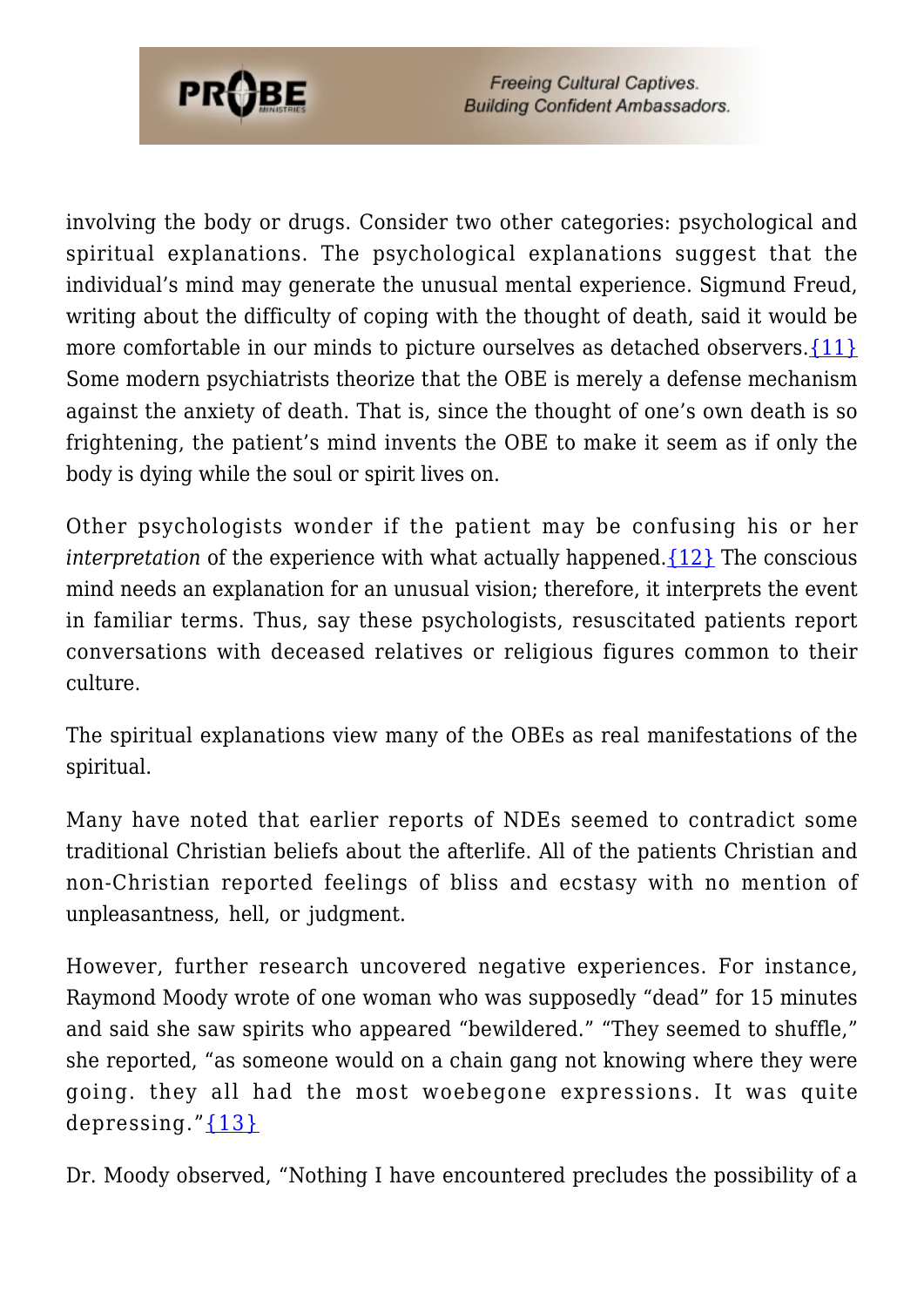involving the body or drugs. Consider two other categories: psychological and spiritual explanations. The psychological explanations suggest that the individual's mind may generate the unusual mental experience. Sigmund Freud, writing about the difficulty of coping with the thought of death, said it would be more comfortable in our minds to picture ourselves as detached observers.{11} Some modern psychiatrists theorize that the OBE is merely a defense mechanism against the anxiety of death. That is, since the thought of one's own death is so frightening, the patient's mind invents the OBE to make it seem as if only the body is dying while the soul or spirit lives on.

Other psychologists wonder if the patient may be confusing his or her *interpretation* of the experience with what actually happened.{12} The conscious mind needs an explanation for an unusual vision; therefore, it interprets the event in familiar terms. Thus, say these psychologists, resuscitated patients report conversations with deceased relatives or religious figures common to their culture.

The spiritual explanations view many of the OBEs as real manifestations of the spiritual.

Many have noted that earlier reports of NDEs seemed to contradict some traditional Christian beliefs about the afterlife. All of the patients Christian and non-Christian reported feelings of bliss and ecstasy with no mention of unpleasantness, hell, or judgment.

However, further research uncovered negative experiences. For instance, Raymond Moody wrote of one woman who was supposedly "dead" for 15 minutes and said she saw spirits who appeared "bewildered." "They seemed to shuffle," she reported, "as someone would on a chain gang not knowing where they were going. they all had the most woebegone expressions. It was quite depressing."{13}

Dr. Moody observed, "Nothing I have encountered precludes the possibility of a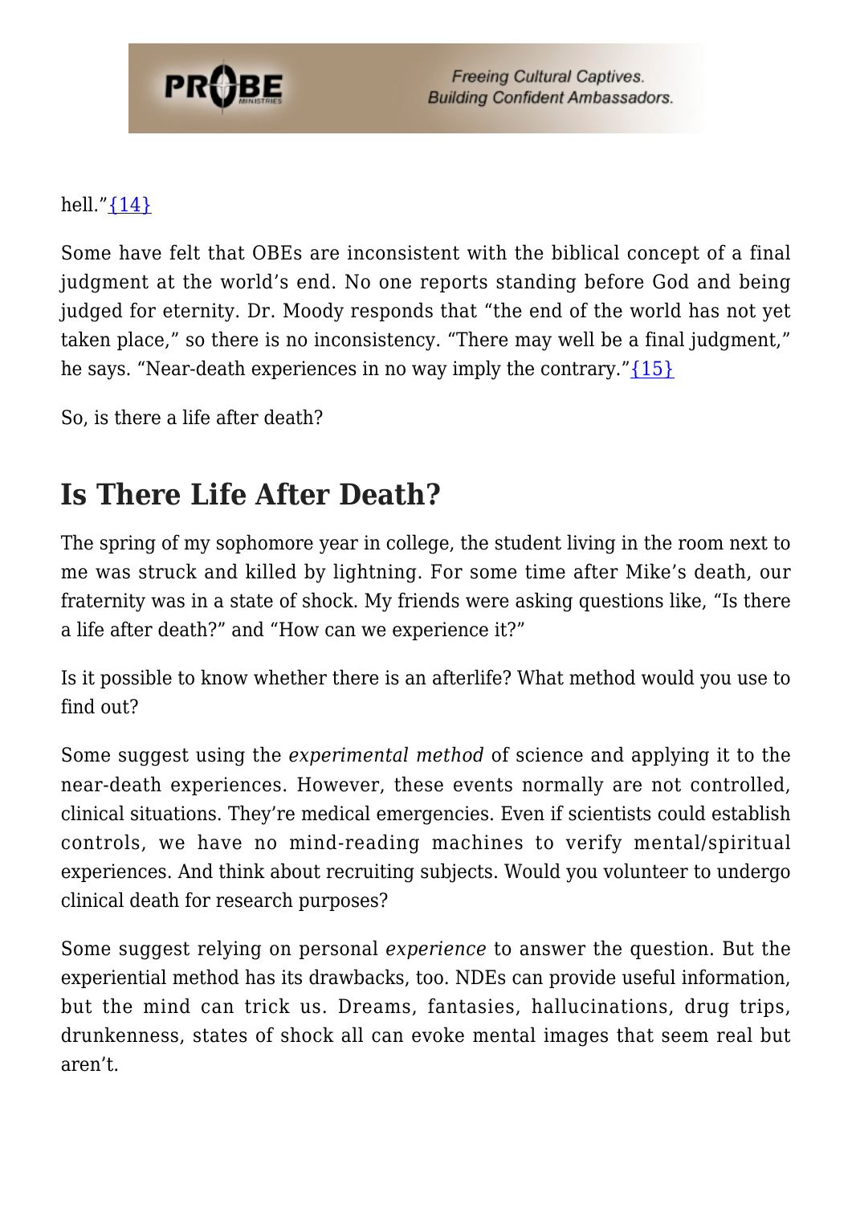hell."{14}

Some have felt that OBEs are inconsistent with the biblical concept of a final judgment at the world's end. No one reports standing before God and being judged for eternity. Dr. Moody responds that "the end of the world has not yet taken place," so there is no inconsistency. "There may well be a final judgment," he says. "Near-death experiences in no way imply the contrary."{15}

So, is there a life after death?

## Is There Life After Death?

The spring of my sophomore year in college, the student living in the room next to me was struck and killed by lightning. For some time after Mike's death, our fraternity was in a state of shock. My friends were asking questions like, "Is there a life after death?" and "How can we experience it?"

Is it possible to know whether there is an afterlife? What method would you use to find out?

Some suggest using the *experimental method* of science and applying it to the near-death experiences. However, these events normally are not controlled, clinical situations. They're medical emergencies. Even if scientists could establish controls, we have no mind-reading machines to verify mental/spiritual experiences. And think about recruiting subjects. Would you volunteer to undergo clinical death for research purposes?

Some suggest relying on personal *experience* to answer the question. But the experiential method has its drawbacks, too. NDEs can provide useful information, but the mind can trick us. Dreams, fantasies, hallucinations, drug trips, drunkenness, states of shock all can evoke mental images that seem real but aren't.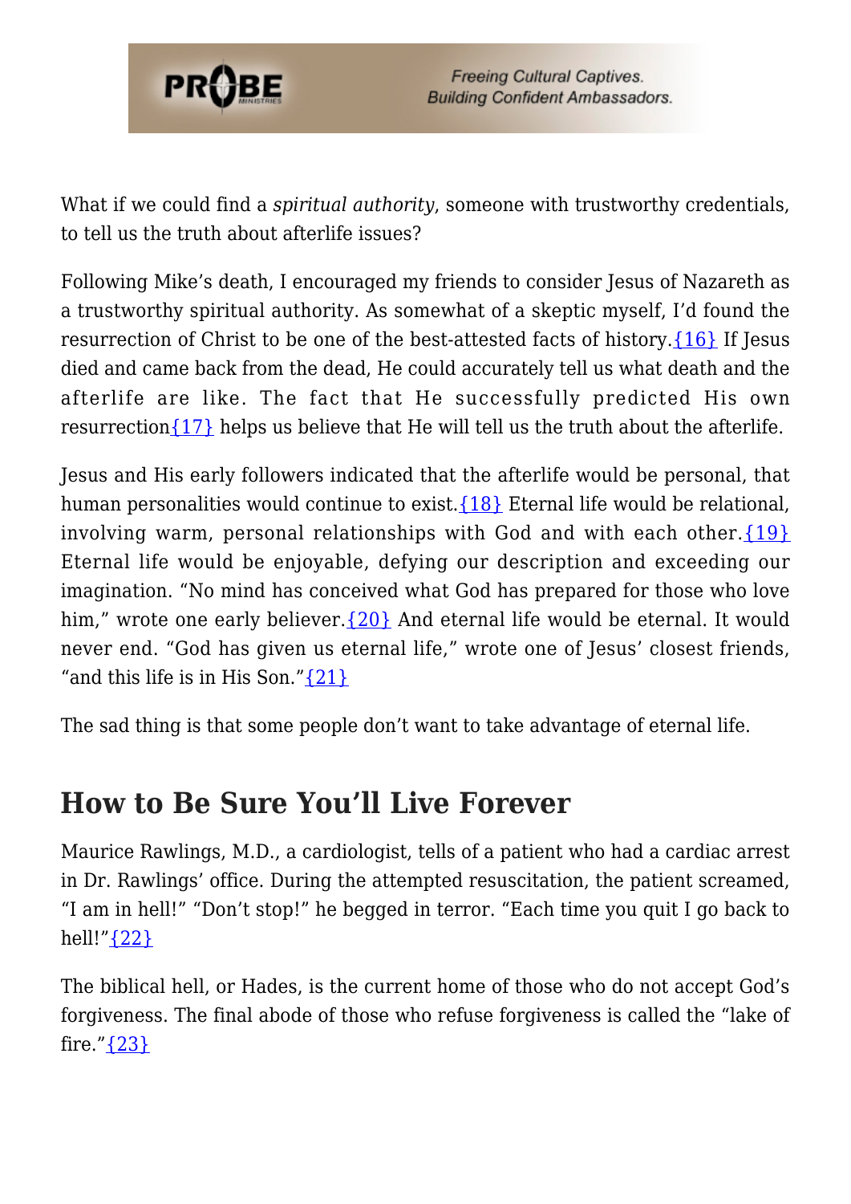What if we could find a *spiritual authority*, someone with trustworthy credentials, to tell us the truth about afterlife issues?

Following Mike's death, I encouraged my friends to consider Jesus of Nazareth as a trustworthy spiritual authority. As somewhat of a skeptic myself, I'd found the resurrection of Christ to be one of the best-attested facts of history.{16} If Jesus died and came back from the dead, He could accurately tell us what death and the afterlife are like. The fact that He successfully predicted His own resurrection{17} helps us believe that He will tell us the truth about the afterlife.

Jesus and His early followers indicated that the afterlife would be personal, that human personalities would continue to exist.{18} Eternal life would be relational, involving warm, personal relationships with God and with each other.{19} Eternal life would be enjoyable, defying our description and exceeding our imagination. "No mind has conceived what God has prepared for those who love him," wrote one early believer.{20} And eternal life would be eternal. It would never end. "God has given us eternal life," wrote one of Jesus' closest friends, "and this life is in His Son."{21}

The sad thing is that some people don't want to take advantage of eternal life.

## How to Be Sure You'll Live Forever

Maurice Rawlings, M.D., a cardiologist, tells of a patient who had a cardiac arrest in Dr. Rawlings' office. During the attempted resuscitation, the patient screamed, "I am in hell!" "Don't stop!" he begged in terror. "Each time you quit I go back to hell!"{22}

The biblical hell, or Hades, is the current home of those who do not accept God's forgiveness. The final abode of those who refuse forgiveness is called the "lake of fire."{23}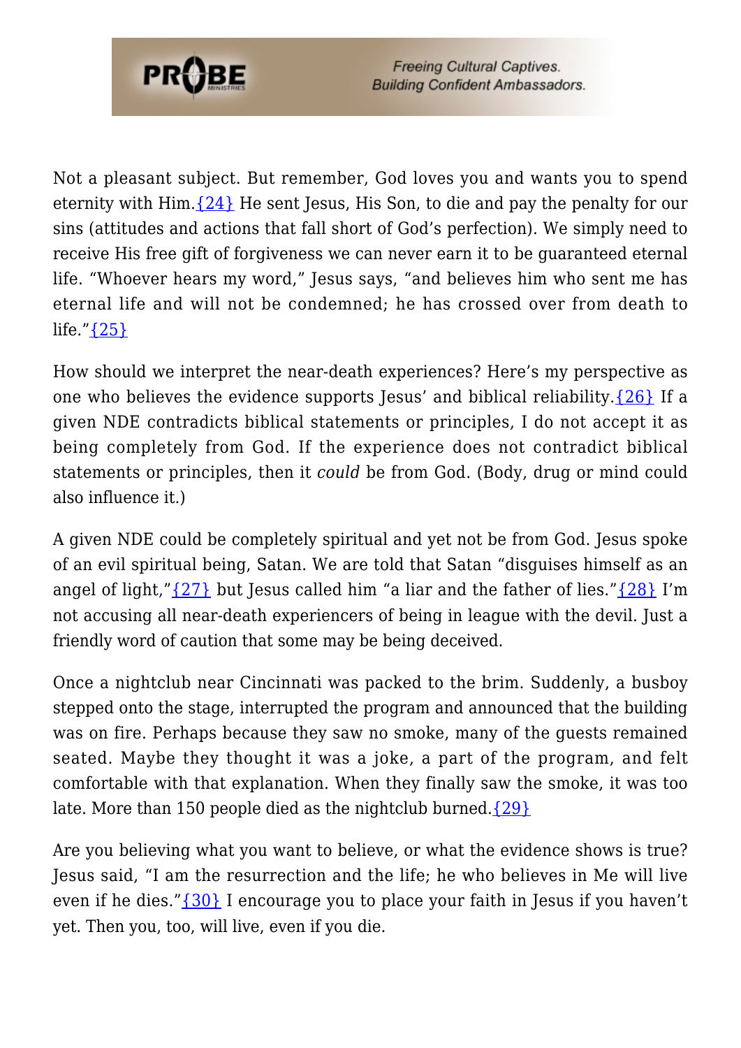Not a pleasant subject. But remember, God loves you and wants you to spend eternity with Him.{24} He sent Jesus, His Son, to die and pay the penalty for our sins (attitudes and actions that fall short of God's perfection). We simply need to receive His free gift of forgiveness we can never earn it to be guaranteed eternal life. "Whoever hears my word," Jesus says, "and believes him who sent me has eternal life and will not be condemned; he has crossed over from death to life."{25}

How should we interpret the near-death experiences? Here's my perspective as one who believes the evidence supports Jesus' and biblical reliability.{26} If a given NDE contradicts biblical statements or principles, I do not accept it as being completely from God. If the experience does not contradict biblical statements or principles, then it *could* be from God. (Body, drug or mind could also influence it.)

A given NDE could be completely spiritual and yet not be from God. Jesus spoke of an evil spiritual being, Satan. We are told that Satan "disguises himself as an angel of light,"{27} but Jesus called him "a liar and the father of lies."{28} I'm not accusing all near-death experiencers of being in league with the devil. Just a friendly word of caution that some may be being deceived.

Once a nightclub near Cincinnati was packed to the brim. Suddenly, a busboy stepped onto the stage, interrupted the program and announced that the building was on fire. Perhaps because they saw no smoke, many of the guests remained seated. Maybe they thought it was a joke, a part of the program, and felt comfortable with that explanation. When they finally saw the smoke, it was too late. More than 150 people died as the nightclub burned.{29}

Are you believing what you want to believe, or what the evidence shows is true? Jesus said, "I am the resurrection and the life; he who believes in Me will live even if he dies."{30} I encourage you to place your faith in Jesus if you haven't yet. Then you, too, will live, even if you die.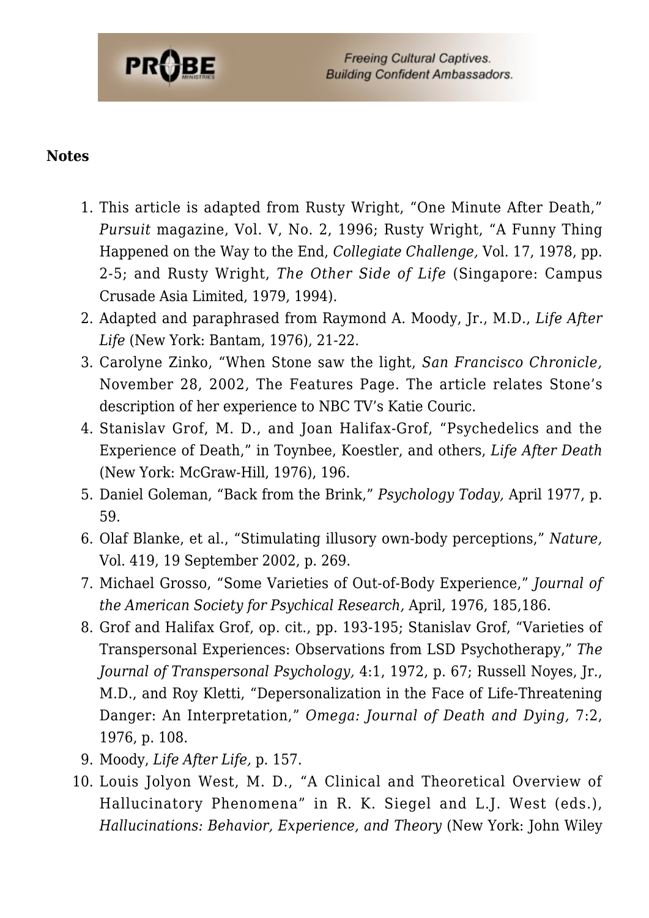**Notes**

1. This article is adapted from Rusty Wright, "One Minute After Death," *Pursuit* magazine, Vol. V, No. 2, 1996; Rusty Wright, "A Funny Thing Happened on the Way to the End, *Collegiate Challenge,* Vol. 17, 1978, pp. 2-5; and Rusty Wright, *The Other Side of Life* (Singapore: Campus Crusade Asia Limited, 1979, 1994).
2. Adapted and paraphrased from Raymond A. Moody, Jr., M.D., *Life After Life* (New York: Bantam, 1976), 21-22.
3. Carolyne Zinko, "When Stone saw the light, *San Francisco Chronicle,* November 28, 2002, The Features Page. The article relates Stone's description of her experience to NBC TV's Katie Couric.
4. Stanislav Grof, M. D., and Joan Halifax-Grof, "Psychedelics and the Experience of Death," in Toynbee, Koestler, and others, *Life After Death* (New York: McGraw-Hill, 1976), 196.
5. Daniel Goleman, "Back from the Brink," *Psychology Today,* April 1977, p. 59.
6. Olaf Blanke, et al., "Stimulating illusory own-body perceptions," *Nature,* Vol. 419, 19 September 2002, p. 269.
7. Michael Grosso, "Some Varieties of Out-of-Body Experience," *Journal of the American Society for Psychical Research,* April, 1976, 185,186.
8. Grof and Halifax Grof, op. cit., pp. 193-195; Stanislav Grof, "Varieties of Transpersonal Experiences: Observations from LSD Psychotherapy," *The Journal of Transpersonal Psychology,* 4:1, 1972, p. 67; Russell Noyes, Jr., M.D., and Roy Kletti, "Depersonalization in the Face of Life-Threatening Danger: An Interpretation," *Omega: Journal of Death and Dying,* 7:2, 1976, p. 108.
9. Moody, *Life After Life,* p. 157.
10. Louis Jolyon West, M. D., "A Clinical and Theoretical Overview of Hallucinatory Phenomena" in R. K. Siegel and L.J. West (eds.), *Hallucinations: Behavior, Experience, and Theory* (New York: John Wiley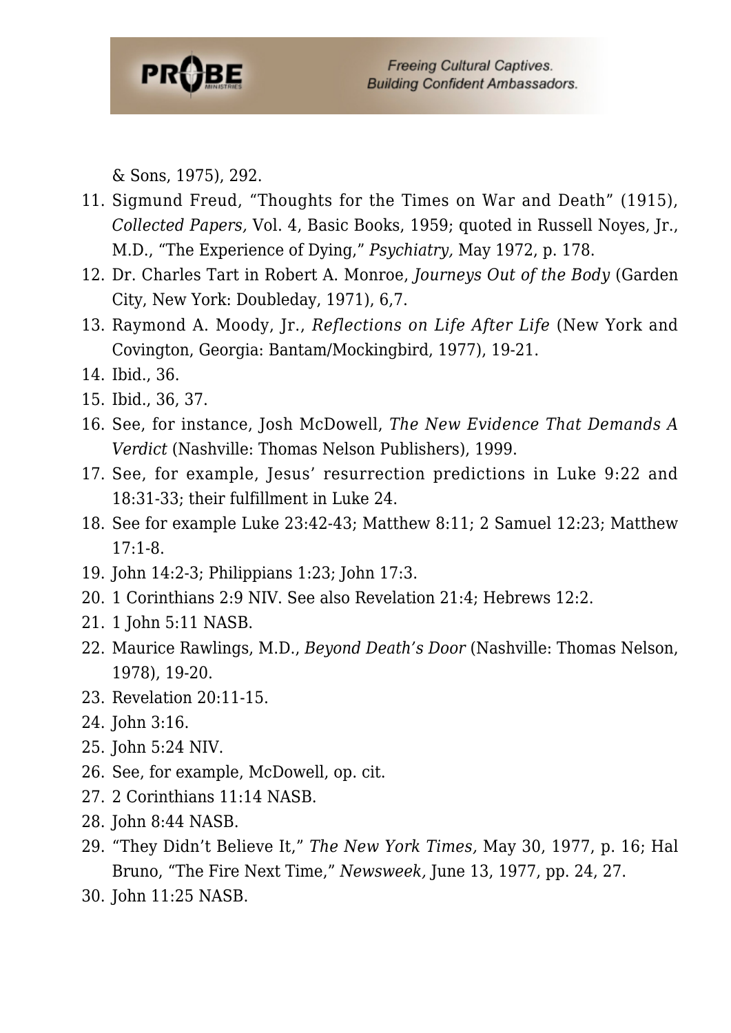& Sons, 1975), 292.

11. Sigmund Freud, "Thoughts for the Times on War and Death" (1915), *Collected Papers,* Vol. 4, Basic Books, 1959; quoted in Russell Noyes, Jr., M.D., "The Experience of Dying," *Psychiatry,* May 1972, p. 178.
12. Dr. Charles Tart in Robert A. Monroe, *Journeys Out of the Body* (Garden City, New York: Doubleday, 1971), 6,7.
13. Raymond A. Moody, Jr., *Reflections on Life After Life* (New York and Covington, Georgia: Bantam/Mockingbird, 1977), 19-21.
14. Ibid., 36.
15. Ibid., 36, 37.
16. See, for instance, Josh McDowell, *The New Evidence That Demands A Verdict* (Nashville: Thomas Nelson Publishers), 1999.
17. See, for example, Jesus' resurrection predictions in Luke 9:22 and 18:31-33; their fulfillment in Luke 24.
18. See for example Luke 23:42-43; Matthew 8:11; 2 Samuel 12:23; Matthew 17:1-8.
19. John 14:2-3; Philippians 1:23; John 17:3.
20. 1 Corinthians 2:9 NIV. See also Revelation 21:4; Hebrews 12:2.
21. 1 John 5:11 NASB.
22. Maurice Rawlings, M.D., *Beyond Death's Door* (Nashville: Thomas Nelson, 1978), 19-20.
23. Revelation 20:11-15.
24. John 3:16.
25. John 5:24 NIV.
26. See, for example, McDowell, op. cit.
27. 2 Corinthians 11:14 NASB.
28. John 8:44 NASB.
29. "They Didn't Believe It," *The New York Times,* May 30, 1977, p. 16; Hal Bruno, "The Fire Next Time," *Newsweek,* June 13, 1977, pp. 24, 27.
30. John 11:25 NASB.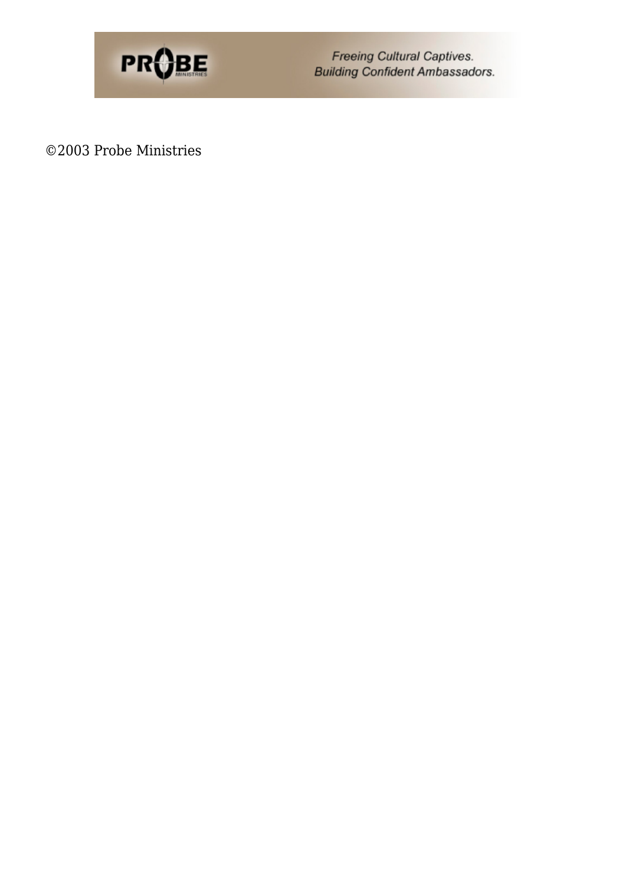©2003 Probe Ministries